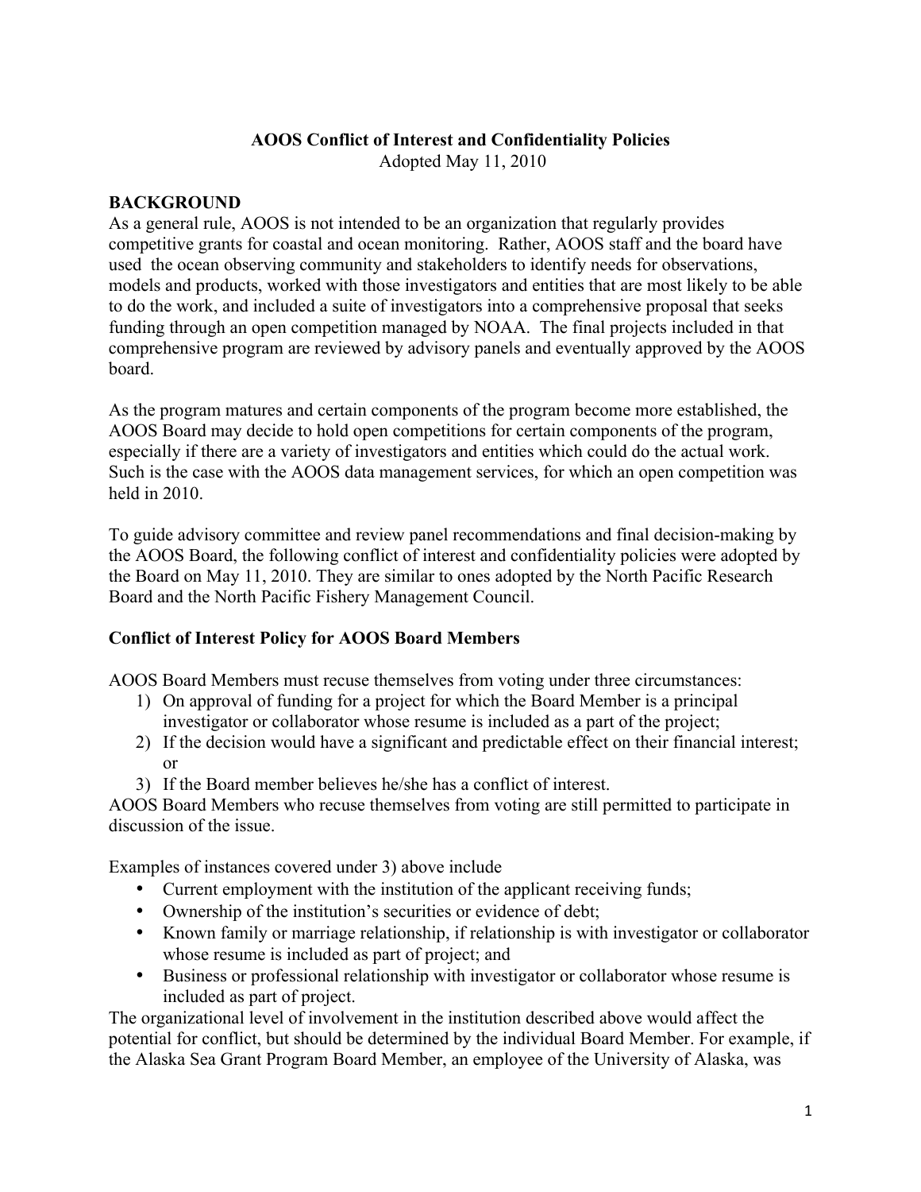**AOOS Conflict of Interest and Confidentiality Policies**

Adopted May 11, 2010

## BACKGROUND

As a general rule, AOOS is not intended to be an organization that regularly provides competitive grants for coastal and ocean monitoring. Rather, AOOS staff and the board have used the ocean observing community and stakeholders to identify needs for observations, models and products, worked with those investigators and entities that are most likely to be able to do the work, and included a suite of investigators into a comprehensive proposal that seeks funding through an open competition managed by NOAA. The final projects included in that comprehensive program are reviewed by advisory panels and eventually approved by the AOOS board.

As the program matures and certain components of the program become more established, the AOOS Board may decide to hold open competitions for certain components of the program, especially if there are a variety of investigators and entities which could do the actual work. Such is the case with the AOOS data management services, for which an open competition was held in 2010.

To guide advisory committee and review panel recommendations and final decision-making by the AOOS Board, the following conflict of interest and confidentiality policies were adopted by the Board on May 11, 2010. They are similar to ones adopted by the North Pacific Research Board and the North Pacific Fishery Management Council.

### Conflict of Interest Policy for AOOS Board Members

AOOS Board Members must recuse themselves from voting under three circumstances:

1) On approval of funding for a project for which the Board Member is a principal investigator or collaborator whose resume is included as a part of the project;
2) If the decision would have a significant and predictable effect on their financial interest; or
3) If the Board member believes he/she has a conflict of interest.

AOOS Board Members who recuse themselves from voting are still permitted to participate in discussion of the issue.

Examples of instances covered under 3) above include

- Current employment with the institution of the applicant receiving funds;
- Ownership of the institution's securities or evidence of debt;
- Known family or marriage relationship, if relationship is with investigator or collaborator whose resume is included as part of project; and
- Business or professional relationship with investigator or collaborator whose resume is included as part of project.

The organizational level of involvement in the institution described above would affect the potential for conflict, but should be determined by the individual Board Member. For example, if the Alaska Sea Grant Program Board Member, an employee of the University of Alaska, was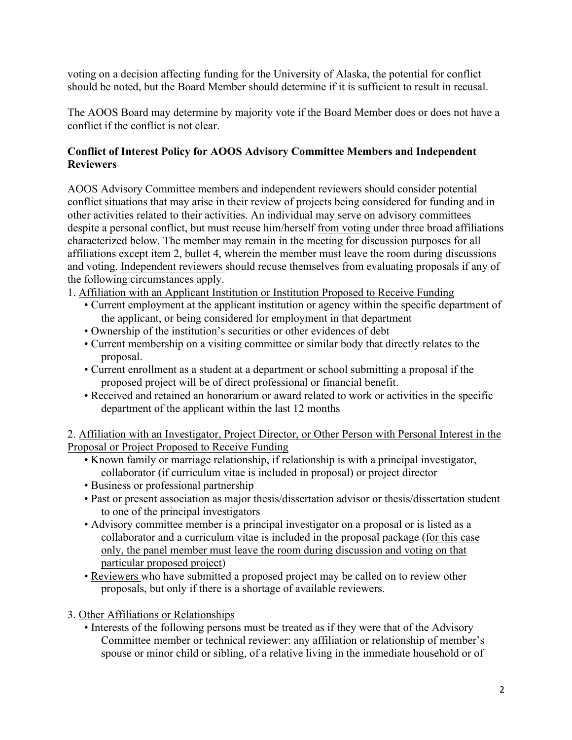voting on a decision affecting funding for the University of Alaska, the potential for conflict should be noted, but the Board Member should determine if it is sufficient to result in recusal.

The AOOS Board may determine by majority vote if the Board Member does or does not have a conflict if the conflict is not clear.

**Conflict of Interest Policy for AOOS Advisory Committee Members and Independent Reviewers**

AOOS Advisory Committee members and independent reviewers should consider potential conflict situations that may arise in their review of projects being considered for funding and in other activities related to their activities. An individual may serve on advisory committees despite a personal conflict, but must recuse him/herself <u>from voting</u> under three broad affiliations characterized below. The member may remain in the meeting for discussion purposes for all affiliations except item 2, bullet 4, wherein the member must leave the room during discussions and voting. <u>Independent reviewers</u> should recuse themselves from evaluating proposals if any of the following circumstances apply.

1. <u>Affiliation with an Applicant Institution or Institution Proposed to Receive Funding</u>
   - Current employment at the applicant institution or agency within the specific department of the applicant, or being considered for employment in that department
   - Ownership of the institution's securities or other evidences of debt
   - Current membership on a visiting committee or similar body that directly relates to the proposal.
   - Current enrollment as a student at a department or school submitting a proposal if the proposed project will be of direct professional or financial benefit.
   - Received and retained an honorarium or award related to work or activities in the specific department of the applicant within the last 12 months

2. <u>Affiliation with an Investigator, Project Director, or Other Person with Personal Interest in the Proposal or Project Proposed to Receive Funding</u>
   - Known family or marriage relationship, if relationship is with a principal investigator, collaborator (if curriculum vitae is included in proposal) or project director
   - Business or professional partnership
   - Past or present association as major thesis/dissertation advisor or thesis/dissertation student to one of the principal investigators
   - Advisory committee member is a principal investigator on a proposal or is listed as a collaborator and a curriculum vitae is included in the proposal package (<u>for this case only, the panel member must leave the room during discussion and voting on that particular proposed project</u>)
   - <u>Reviewers</u> who have submitted a proposed project may be called on to review other proposals, but only if there is a shortage of available reviewers.

3. <u>Other Affiliations or Relationships</u>
   - Interests of the following persons must be treated as if they were that of the Advisory Committee member or technical reviewer: any affiliation or relationship of member's spouse or minor child or sibling, of a relative living in the immediate household or of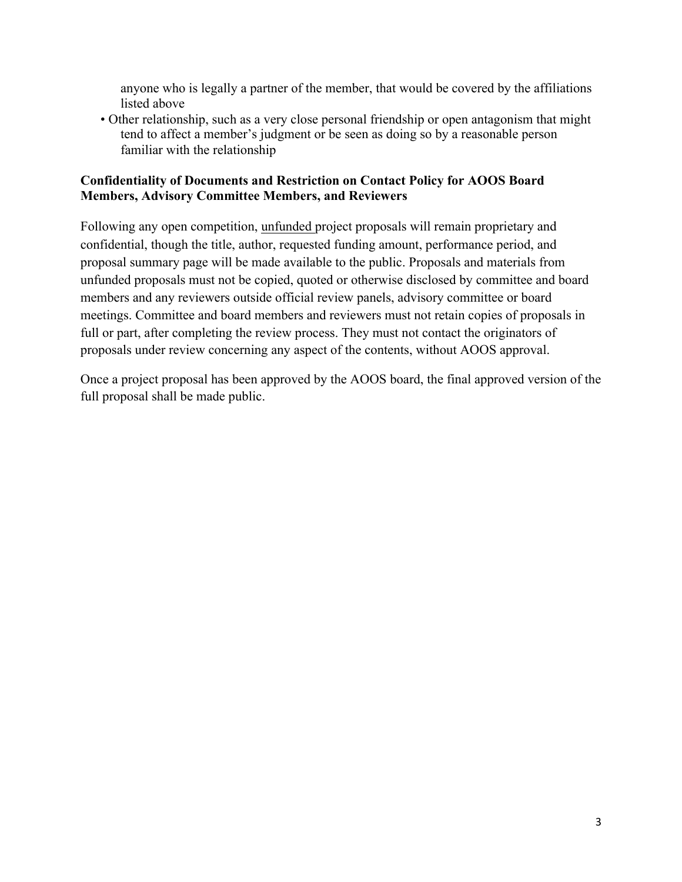anyone who is legally a partner of the member, that would be covered by the affiliations listed above

- Other relationship, such as a very close personal friendship or open antagonism that might tend to affect a member's judgment or be seen as doing so by a reasonable person familiar with the relationship

**Confidentiality of Documents and Restriction on Contact Policy for AOOS Board Members, Advisory Committee Members, and Reviewers**

Following any open competition, <u>unfunded</u> project proposals will remain proprietary and confidential, though the title, author, requested funding amount, performance period, and proposal summary page will be made available to the public. Proposals and materials from unfunded proposals must not be copied, quoted or otherwise disclosed by committee and board members and any reviewers outside official review panels, advisory committee or board meetings. Committee and board members and reviewers must not retain copies of proposals in full or part, after completing the review process. They must not contact the originators of proposals under review concerning any aspect of the contents, without AOOS approval.

Once a project proposal has been approved by the AOOS board, the final approved version of the full proposal shall be made public.